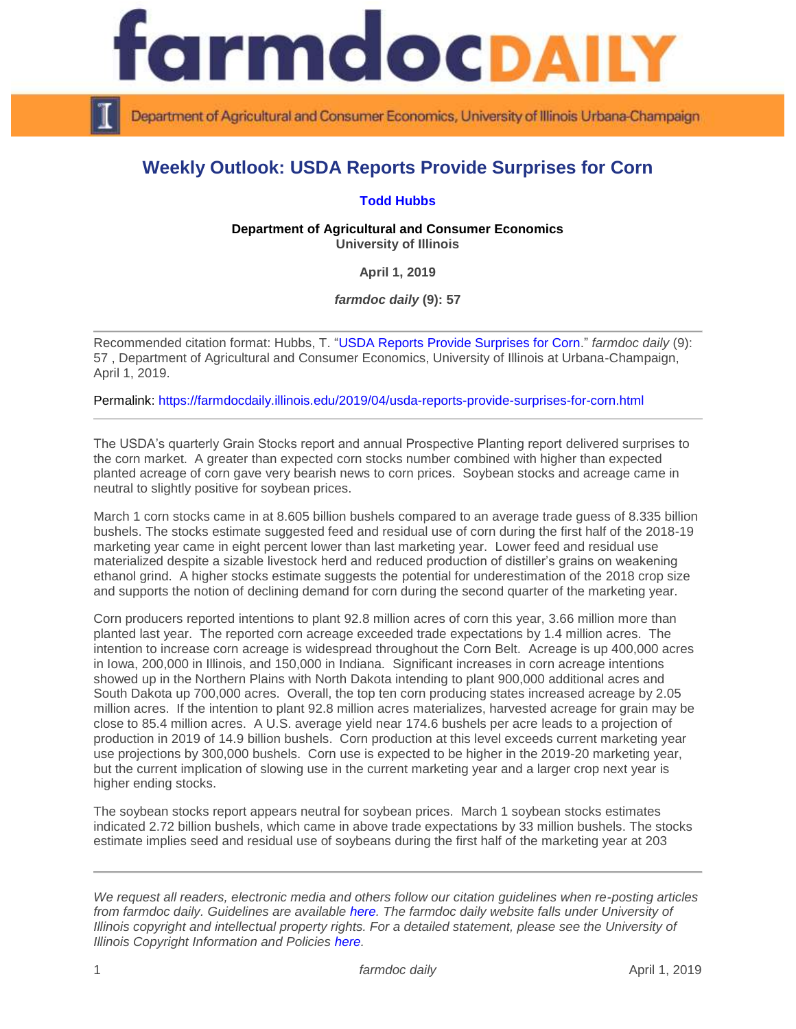# Weekly Outlook: USDA Reports Provide Surprises for Corn

**Todd Hubbs**

**Department of Agricultural and Consumer Economics**
**University of Illinois**

**April 1, 2019**

***farmdoc daily* (9): 57**

---

Recommended citation format: Hubbs, T. "USDA Reports Provide Surprises for Corn." *farmdoc daily* (9): 57 , Department of Agricultural and Consumer Economics, University of Illinois at Urbana-Champaign, April 1, 2019.

Permalink: https://farmdocdaily.illinois.edu/2019/04/usda-reports-provide-surprises-for-corn.html

---

The USDA's quarterly Grain Stocks report and annual Prospective Planting report delivered surprises to the corn market. A greater than expected corn stocks number combined with higher than expected planted acreage of corn gave very bearish news to corn prices. Soybean stocks and acreage came in neutral to slightly positive for soybean prices.

March 1 corn stocks came in at 8.605 billion bushels compared to an average trade guess of 8.335 billion bushels. The stocks estimate suggested feed and residual use of corn during the first half of the 2018-19 marketing year came in eight percent lower than last marketing year. Lower feed and residual use materialized despite a sizable livestock herd and reduced production of distiller's grains on weakening ethanol grind. A higher stocks estimate suggests the potential for underestimation of the 2018 crop size and supports the notion of declining demand for corn during the second quarter of the marketing year.

Corn producers reported intentions to plant 92.8 million acres of corn this year, 3.66 million more than planted last year. The reported corn acreage exceeded trade expectations by 1.4 million acres. The intention to increase corn acreage is widespread throughout the Corn Belt. Acreage is up 400,000 acres in Iowa, 200,000 in Illinois, and 150,000 in Indiana. Significant increases in corn acreage intentions showed up in the Northern Plains with North Dakota intending to plant 900,000 additional acres and South Dakota up 700,000 acres. Overall, the top ten corn producing states increased acreage by 2.05 million acres. If the intention to plant 92.8 million acres materializes, harvested acreage for grain may be close to 85.4 million acres. A U.S. average yield near 174.6 bushels per acre leads to a projection of production in 2019 of 14.9 billion bushels. Corn production at this level exceeds current marketing year use projections by 300,000 bushels. Corn use is expected to be higher in the 2019-20 marketing year, but the current implication of slowing use in the current marketing year and a larger crop next year is higher ending stocks.

The soybean stocks report appears neutral for soybean prices. March 1 soybean stocks estimates indicated 2.72 billion bushels, which came in above trade expectations by 33 million bushels. The stocks estimate implies seed and residual use of soybeans during the first half of the marketing year at 203

---

*We request all readers, electronic media and others follow our citation guidelines when re-posting articles from farmdoc daily. Guidelines are available here. The farmdoc daily website falls under University of Illinois copyright and intellectual property rights. For a detailed statement, please see the University of Illinois Copyright Information and Policies here.*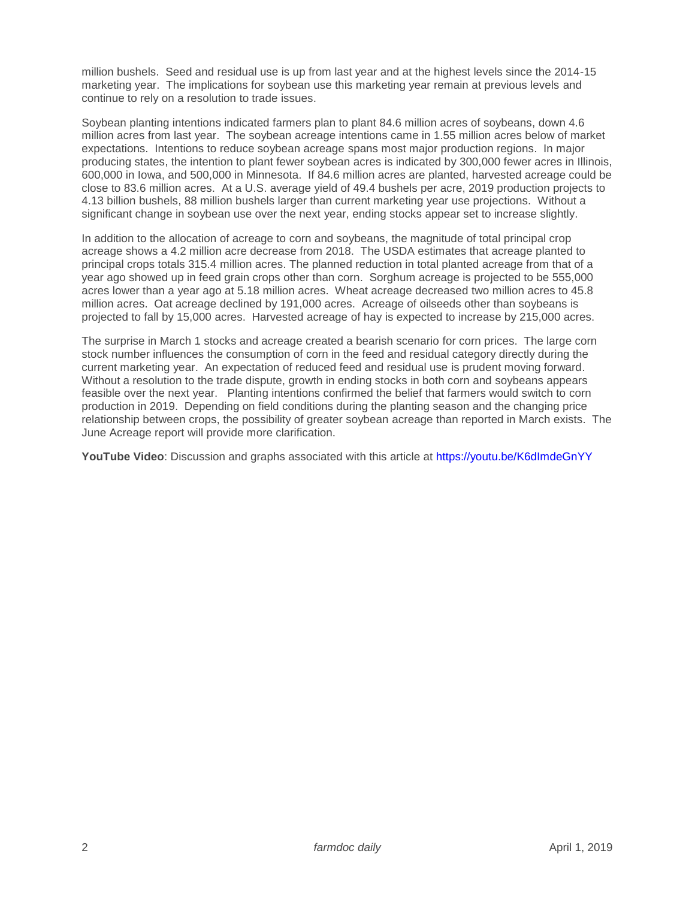million bushels. Seed and residual use is up from last year and at the highest levels since the 2014-15 marketing year. The implications for soybean use this marketing year remain at previous levels and continue to rely on a resolution to trade issues.

Soybean planting intentions indicated farmers plan to plant 84.6 million acres of soybeans, down 4.6 million acres from last year. The soybean acreage intentions came in 1.55 million acres below of market expectations. Intentions to reduce soybean acreage spans most major production regions. In major producing states, the intention to plant fewer soybean acres is indicated by 300,000 fewer acres in Illinois, 600,000 in Iowa, and 500,000 in Minnesota. If 84.6 million acres are planted, harvested acreage could be close to 83.6 million acres. At a U.S. average yield of 49.4 bushels per acre, 2019 production projects to 4.13 billion bushels, 88 million bushels larger than current marketing year use projections. Without a significant change in soybean use over the next year, ending stocks appear set to increase slightly.

In addition to the allocation of acreage to corn and soybeans, the magnitude of total principal crop acreage shows a 4.2 million acre decrease from 2018. The USDA estimates that acreage planted to principal crops totals 315.4 million acres. The planned reduction in total planted acreage from that of a year ago showed up in feed grain crops other than corn. Sorghum acreage is projected to be 555,000 acres lower than a year ago at 5.18 million acres. Wheat acreage decreased two million acres to 45.8 million acres. Oat acreage declined by 191,000 acres. Acreage of oilseeds other than soybeans is projected to fall by 15,000 acres. Harvested acreage of hay is expected to increase by 215,000 acres.

The surprise in March 1 stocks and acreage created a bearish scenario for corn prices. The large corn stock number influences the consumption of corn in the feed and residual category directly during the current marketing year. An expectation of reduced feed and residual use is prudent moving forward. Without a resolution to the trade dispute, growth in ending stocks in both corn and soybeans appears feasible over the next year. Planting intentions confirmed the belief that farmers would switch to corn production in 2019. Depending on field conditions during the planting season and the changing price relationship between crops, the possibility of greater soybean acreage than reported in March exists. The June Acreage report will provide more clarification.

**YouTube Video**: Discussion and graphs associated with this article at https://youtu.be/K6dImdeGnYY